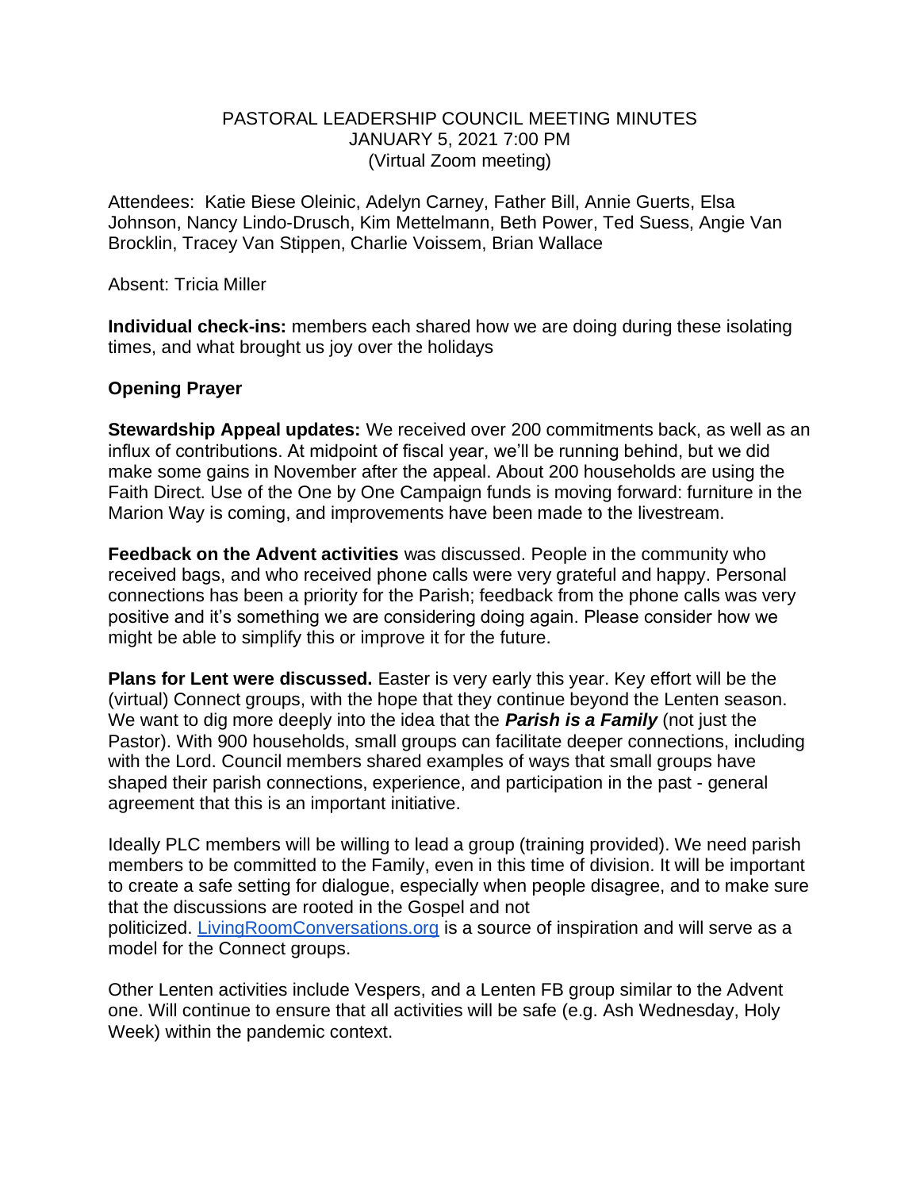# PASTORAL LEADERSHIP COUNCIL MEETING MINUTES
## JANUARY 5, 2021 7:00 PM
### (Virtual Zoom meeting)

Attendees: Katie Biese Oleinic, Adelyn Carney, Father Bill, Annie Guerts, Elsa Johnson, Nancy Lindo-Drusch, Kim Mettelmann, Beth Power, Ted Suess, Angie Van Brocklin, Tracey Van Stippen, Charlie Voissem, Brian Wallace

Absent: Tricia Miller

**Individual check-ins:** members each shared how we are doing during these isolating times, and what brought us joy over the holidays

**Opening Prayer**

**Stewardship Appeal updates:** We received over 200 commitments back, as well as an influx of contributions. At midpoint of fiscal year, we'll be running behind, but we did make some gains in November after the appeal. About 200 households are using the Faith Direct. Use of the One by One Campaign funds is moving forward: furniture in the Marion Way is coming, and improvements have been made to the livestream.

**Feedback on the Advent activities** was discussed. People in the community who received bags, and who received phone calls were very grateful and happy. Personal connections has been a priority for the Parish; feedback from the phone calls was very positive and it's something we are considering doing again. Please consider how we might be able to simplify this or improve it for the future.

**Plans for Lent were discussed.** Easter is very early this year. Key effort will be the (virtual) Connect groups, with the hope that they continue beyond the Lenten season. We want to dig more deeply into the idea that the ***Parish is a Family*** (not just the Pastor). With 900 households, small groups can facilitate deeper connections, including with the Lord. Council members shared examples of ways that small groups have shaped their parish connections, experience, and participation in the past - general agreement that this is an important initiative.

Ideally PLC members will be willing to lead a group (training provided). We need parish members to be committed to the Family, even in this time of division. It will be important to create a safe setting for dialogue, especially when people disagree, and to make sure that the discussions are rooted in the Gospel and not politicized. [LivingRoomConversations.org](http://LivingRoomConversations.org) is a source of inspiration and will serve as a model for the Connect groups.

Other Lenten activities include Vespers, and a Lenten FB group similar to the Advent one. Will continue to ensure that all activities will be safe (e.g. Ash Wednesday, Holy Week) within the pandemic context.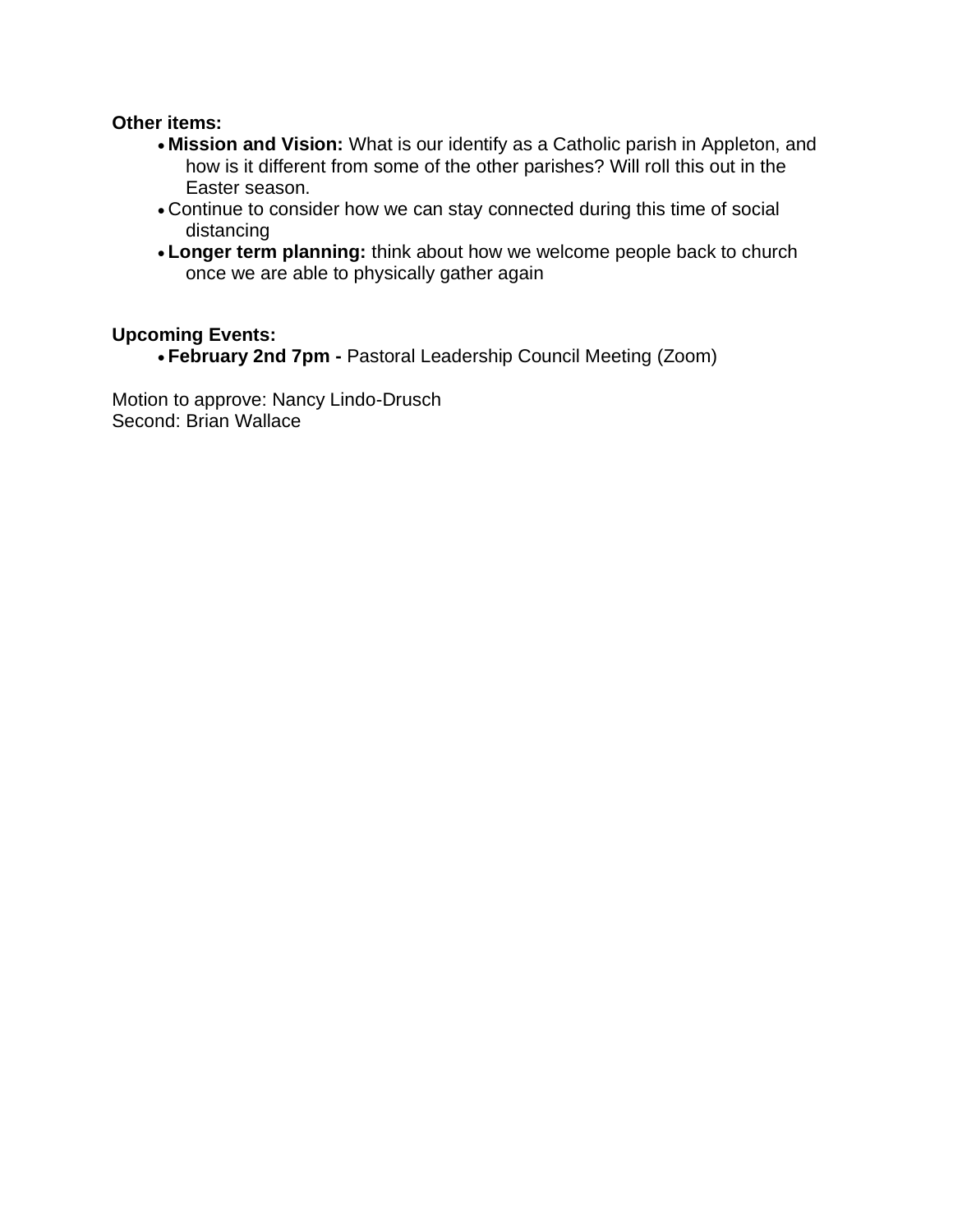**Other items:**

- **Mission and Vision:** What is our identify as a Catholic parish in Appleton, and how is it different from some of the other parishes? Will roll this out in the Easter season.
- Continue to consider how we can stay connected during this time of social distancing
- **Longer term planning:** think about how we welcome people back to church once we are able to physically gather again

**Upcoming Events:**

- **February 2nd 7pm -** Pastoral Leadership Council Meeting (Zoom)

Motion to approve: Nancy Lindo-Drusch
Second: Brian Wallace